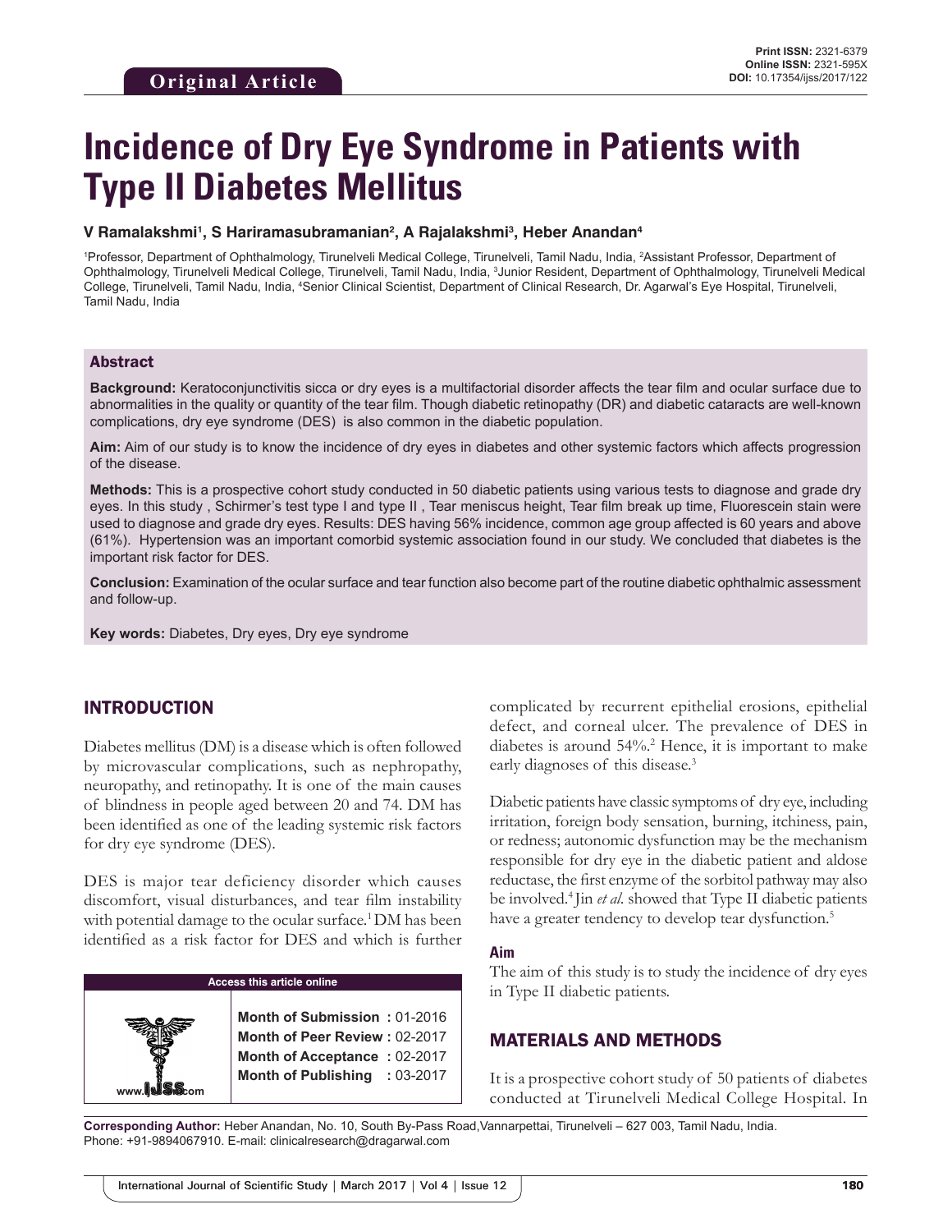**Original Article**

**Print ISSN:** 2321-6379
**Online ISSN:** 2321-595X
**DOI:** 10.17354/ijss/2017/122

# Incidence of Dry Eye Syndrome in Patients with Type II Diabetes Mellitus

**V Ramalakshmi[1], S Hariramasubramanian[2], A Rajalakshmi[3], Heber Anandan[4]**

[1]Professor, Department of Ophthalmology, Tirunelveli Medical College, Tirunelveli, Tamil Nadu, India, [2]Assistant Professor, Department of Ophthalmology, Tirunelveli Medical College, Tirunelveli, Tamil Nadu, India, [3]Junior Resident, Department of Ophthalmology, Tirunelveli Medical College, Tirunelveli, Tamil Nadu, India, [4]Senior Clinical Scientist, Department of Clinical Research, Dr. Agarwal's Eye Hospital, Tirunelveli, Tamil Nadu, India

## Abstract

**Background:** Keratoconjunctivitis sicca or dry eyes is a multifactorial disorder affects the tear film and ocular surface due to abnormalities in the quality or quantity of the tear film. Though diabetic retinopathy (DR) and diabetic cataracts are well-known complications, dry eye syndrome (DES) is also common in the diabetic population.

**Aim:** Aim of our study is to know the incidence of dry eyes in diabetes and other systemic factors which affects progression of the disease.

**Methods:** This is a prospective cohort study conducted in 50 diabetic patients using various tests to diagnose and grade dry eyes. In this study , Schirmer's test type I and type II , Tear meniscus height, Tear film break up time, Fluorescein stain were used to diagnose and grade dry eyes. Results: DES having 56% incidence, common age group affected is 60 years and above (61%). Hypertension was an important comorbid systemic association found in our study. We concluded that diabetes is the important risk factor for DES.

**Conclusion:** Examination of the ocular surface and tear function also become part of the routine diabetic ophthalmic assessment and follow-up.

**Key words:** Diabetes, Dry eyes, Dry eye syndrome

## INTRODUCTION

Diabetes mellitus (DM) is a disease which is often followed by microvascular complications, such as nephropathy, neuropathy, and retinopathy. It is one of the main causes of blindness in people aged between 20 and 74. DM has been identified as one of the leading systemic risk factors for dry eye syndrome (DES).

DES is major tear deficiency disorder which causes discomfort, visual disturbances, and tear film instability with potential damage to the ocular surface.[1] DM has been identified as a risk factor for DES and which is further complicated by recurrent epithelial erosions, epithelial defect, and corneal ulcer. The prevalence of DES in diabetes is around 54%.[2] Hence, it is important to make early diagnoses of this disease.[3]

Diabetic patients have classic symptoms of dry eye, including irritation, foreign body sensation, burning, itchiness, pain, or redness; autonomic dysfunction may be the mechanism responsible for dry eye in the diabetic patient and aldose reductase, the first enzyme of the sorbitol pathway may also be involved.[4] Jin *et al.* showed that Type II diabetic patients have a greater tendency to develop tear dysfunction.[5]

### Aim

The aim of this study is to study the incidence of dry eyes in Type II diabetic patients.

## MATERIALS AND METHODS

It is a prospective cohort study of 50 patients of diabetes conducted at Tirunelveli Medical College Hospital. In

**Access this article online**

www.ijss-sn.com

**Month of Submission :** 01-2016
**Month of Peer Review :** 02-2017
**Month of Acceptance :** 02-2017
**Month of Publishing :** 03-2017

**Corresponding Author:** Heber Anandan, No. 10, South By-Pass Road,Vannarpettai, Tirunelveli – 627 003, Tamil Nadu, India. Phone: +91-9894067910. E-mail: clinicalresearch@dragarwal.com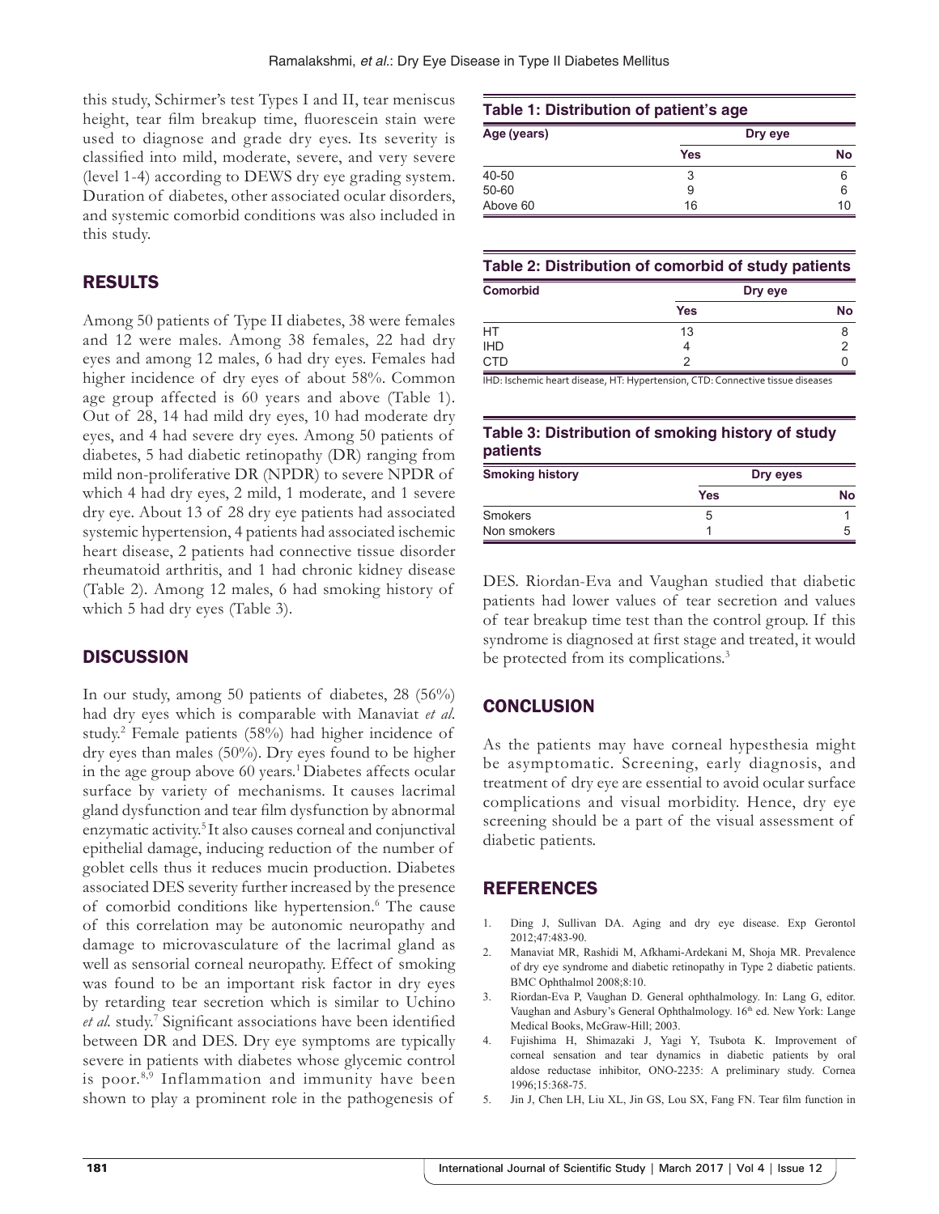this study, Schirmer's test Types I and II, tear meniscus height, tear film breakup time, fluorescein stain were used to diagnose and grade dry eyes. Its severity is classified into mild, moderate, severe, and very severe (level 1-4) according to DEWS dry eye grading system. Duration of diabetes, other associated ocular disorders, and systemic comorbid conditions was also included in this study.

## RESULTS

Among 50 patients of Type II diabetes, 38 were females and 12 were males. Among 38 females, 22 had dry eyes and among 12 males, 6 had dry eyes. Females had higher incidence of dry eyes of about 58%. Common age group affected is 60 years and above (Table 1). Out of 28, 14 had mild dry eyes, 10 had moderate dry eyes, and 4 had severe dry eyes. Among 50 patients of diabetes, 5 had diabetic retinopathy (DR) ranging from mild non-proliferative DR (NPDR) to severe NPDR of which 4 had dry eyes, 2 mild, 1 moderate, and 1 severe dry eye. About 13 of 28 dry eye patients had associated systemic hypertension, 4 patients had associated ischemic heart disease, 2 patients had connective tissue disorder rheumatoid arthritis, and 1 had chronic kidney disease (Table 2). Among 12 males, 6 had smoking history of which 5 had dry eyes (Table 3).

**Table 1: Distribution of patient's age**

| Age (years) | Dry eye | |
|---|---|---|
| | Yes | No |
| 40-50 | 3 | 6 |
| 50-60 | 9 | 6 |
| Above 60 | 16 | 10 |

**Table 2: Distribution of comorbid of study patients**

| Comorbid | Dry eye | |
|---|---|---|
| | Yes | No |
| HT | 13 | 8 |
| IHD | 4 | 2 |
| CTD | 2 | 0 |

IHD: Ischemic heart disease, HT: Hypertension, CTD: Connective tissue diseases

**Table 3: Distribution of smoking history of study patients**

| Smoking history | Dry eyes | |
|---|---|---|
| | Yes | No |
| Smokers | 5 | 1 |
| Non smokers | 1 | 5 |

## DISCUSSION

In our study, among 50 patients of diabetes, 28 (56%) had dry eyes which is comparable with Manaviat *et al*. study.[2] Female patients (58%) had higher incidence of dry eyes than males (50%). Dry eyes found to be higher in the age group above 60 years.[1] Diabetes affects ocular surface by variety of mechanisms. It causes lacrimal gland dysfunction and tear film dysfunction by abnormal enzymatic activity.[5] It also causes corneal and conjunctival epithelial damage, inducing reduction of the number of goblet cells thus it reduces mucin production. Diabetes associated DES severity further increased by the presence of comorbid conditions like hypertension.[6] The cause of this correlation may be autonomic neuropathy and damage to microvasculature of the lacrimal gland as well as sensorial corneal neuropathy. Effect of smoking was found to be an important risk factor in dry eyes by retarding tear secretion which is similar to Uchino *et al.* study.[7] Significant associations have been identified between DR and DES. Dry eye symptoms are typically severe in patients with diabetes whose glycemic control is poor.[8,9] Inflammation and immunity have been shown to play a prominent role in the pathogenesis of DES. Riordan-Eva and Vaughan studied that diabetic patients had lower values of tear secretion and values of tear breakup time test than the control group. If this syndrome is diagnosed at first stage and treated, it would be protected from its complications.[3]

## CONCLUSION

As the patients may have corneal hypesthesia might be asymptomatic. Screening, early diagnosis, and treatment of dry eye are essential to avoid ocular surface complications and visual morbidity. Hence, dry eye screening should be a part of the visual assessment of diabetic patients.

## REFERENCES

1. Ding J, Sullivan DA. Aging and dry eye disease. Exp Gerontol 2012;47:483-90.
2. Manaviat MR, Rashidi M, Afkhami-Ardekani M, Shoja MR. Prevalence of dry eye syndrome and diabetic retinopathy in Type 2 diabetic patients. BMC Ophthalmol 2008;8:10.
3. Riordan-Eva P, Vaughan D. General ophthalmology. In: Lang G, editor. Vaughan and Asbury's General Ophthalmology. 16th ed. New York: Lange Medical Books, McGraw-Hill; 2003.
4. Fujishima H, Shimazaki J, Yagi Y, Tsubota K. Improvement of corneal sensation and tear dynamics in diabetic patients by oral aldose reductase inhibitor, ONO-2235: A preliminary study. Cornea 1996;15:368-75.
5. Jin J, Chen LH, Liu XL, Jin GS, Lou SX, Fang FN. Tear film function in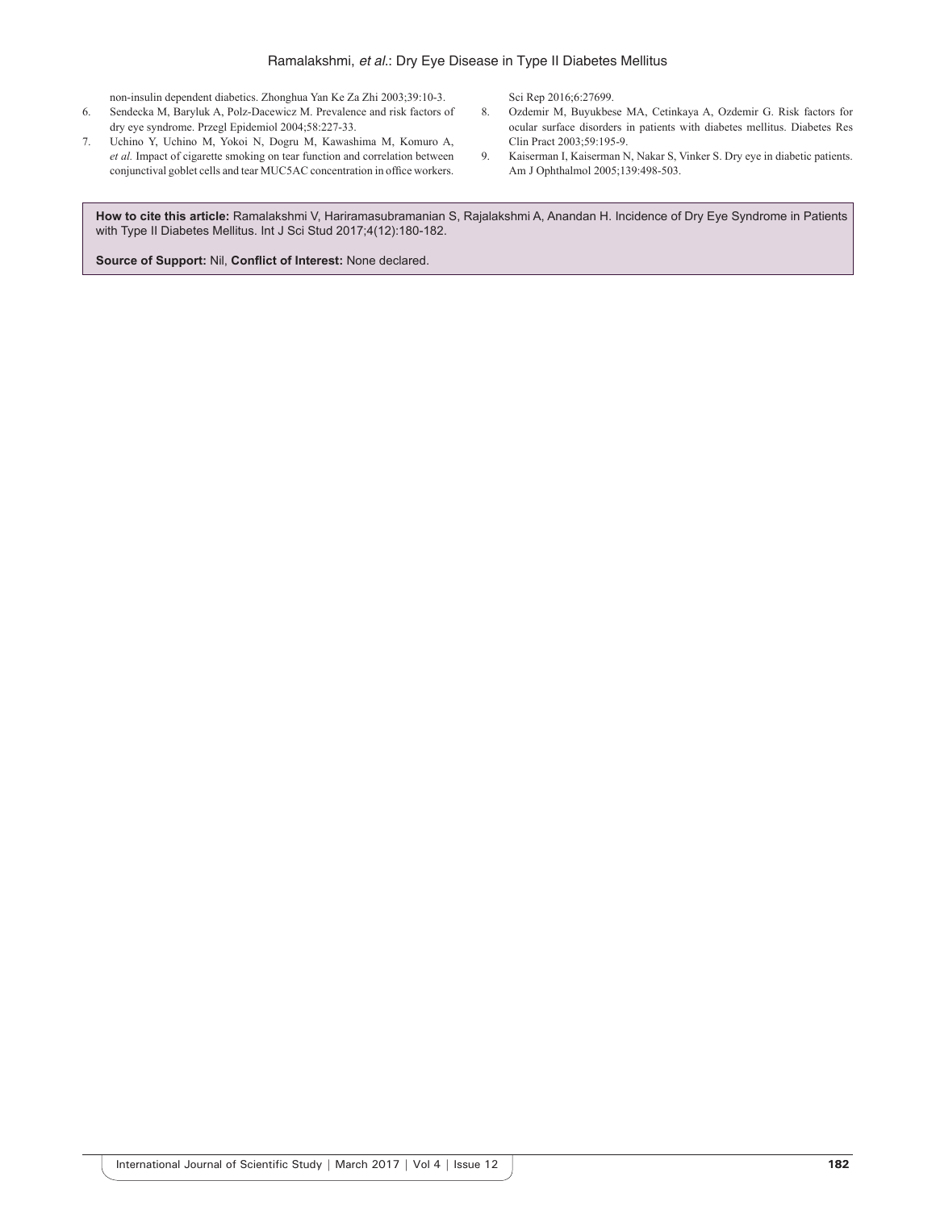non-insulin dependent diabetics. Zhonghua Yan Ke Za Zhi 2003;39:10-3.

6. Sendecka M, Baryluk A, Polz-Dacewicz M. Prevalence and risk factors of dry eye syndrome. Przegl Epidemiol 2004;58:227-33.
7. Uchino Y, Uchino M, Yokoi N, Dogru M, Kawashima M, Komuro A, *et al.* Impact of cigarette smoking on tear function and correlation between conjunctival goblet cells and tear MUC5AC concentration in office workers. Sci Rep 2016;6:27699.
8. Ozdemir M, Buyukbese MA, Cetinkaya A, Ozdemir G. Risk factors for ocular surface disorders in patients with diabetes mellitus. Diabetes Res Clin Pract 2003;59:195-9.
9. Kaiserman I, Kaiserman N, Nakar S, Vinker S. Dry eye in diabetic patients. Am J Ophthalmol 2005;139:498-503.

**How to cite this article:** Ramalakshmi V, Hariramasubramanian S, Rajalakshmi A, Anandan H. Incidence of Dry Eye Syndrome in Patients with Type II Diabetes Mellitus. Int J Sci Stud 2017;4(12):180-182.

**Source of Support:** Nil, **Conflict of Interest:** None declared.